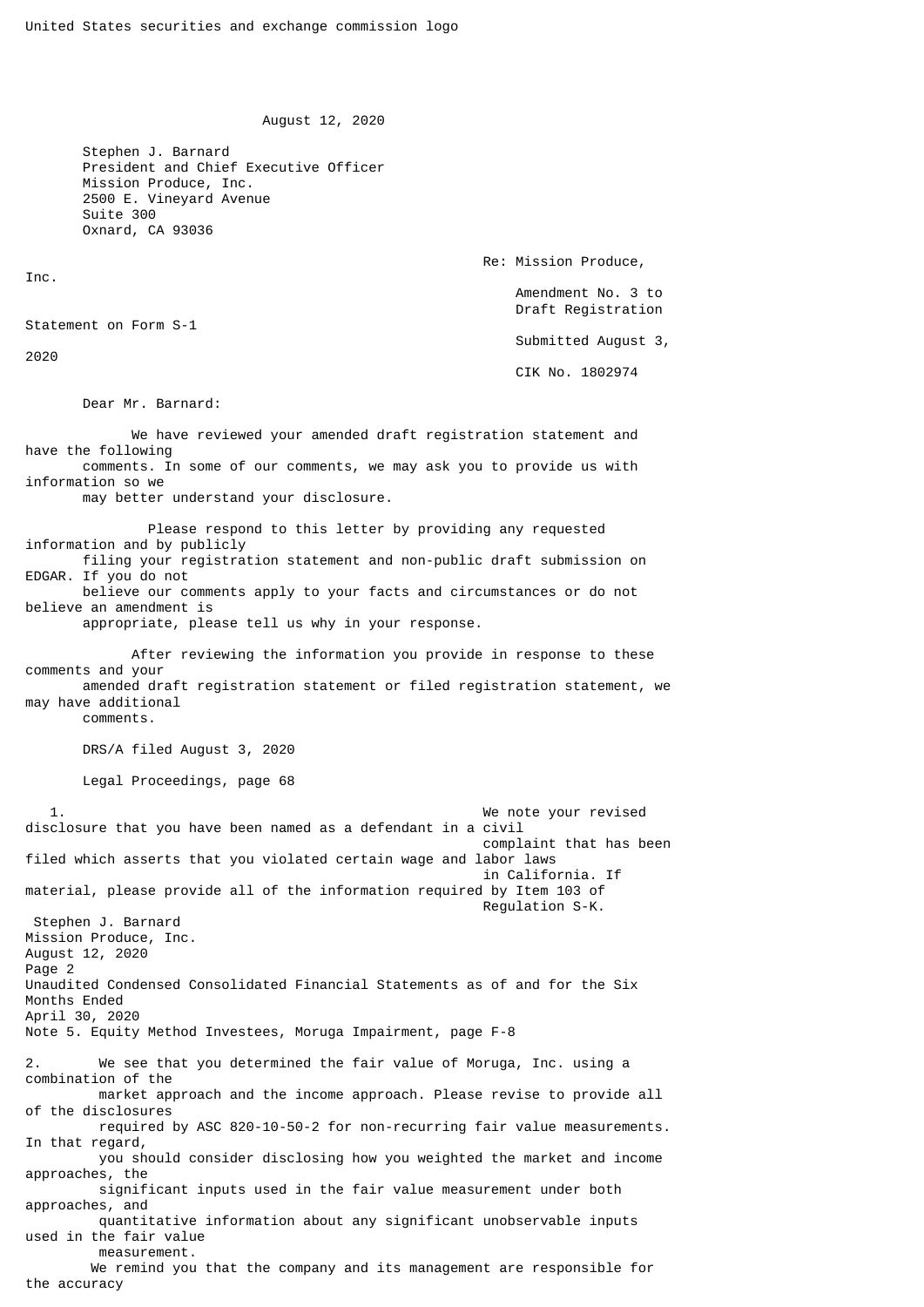United States securities and exchange commission logo

August 12, 2020

Stephen J. Barnard
President and Chief Executive Officer
Mission Produce, Inc.
2500 E. Vineyard Avenue
Suite 300
Oxnard, CA 93036

Re: Mission Produce, Inc.
Amendment No. 3 to Draft Registration Statement on Form S-1
Submitted August 3, 2020
CIK No. 1802974

Dear Mr. Barnard:

We have reviewed your amended draft registration statement and have the following comments. In some of our comments, we may ask you to provide us with information so we may better understand your disclosure.

Please respond to this letter by providing any requested information and by publicly filing your registration statement and non-public draft submission on EDGAR. If you do not believe our comments apply to your facts and circumstances or do not believe an amendment is appropriate, please tell us why in your response.

After reviewing the information you provide in response to these comments and your amended draft registration statement or filed registration statement, we may have additional comments.

DRS/A filed August 3, 2020

Legal Proceedings, page 68

1. We note your revised disclosure that you have been named as a defendant in a civil complaint that has been filed which asserts that you violated certain wage and labor laws in California. If material, please provide all of the information required by Item 103 of Regulation S-K.

Unaudited Condensed Consolidated Financial Statements as of and for the Six Months Ended April 30, 2020
Note 5. Equity Method Investees, Moruga Impairment, page F-8

2. We see that you determined the fair value of Moruga, Inc. using a combination of the market approach and the income approach. Please revise to provide all of the disclosures required by ASC 820-10-50-2 for non-recurring fair value measurements. In that regard, you should consider disclosing how you weighted the market and income approaches, the significant inputs used in the fair value measurement under both approaches, and quantitative information about any significant unobservable inputs used in the fair value measurement.

We remind you that the company and its management are responsible for the accuracy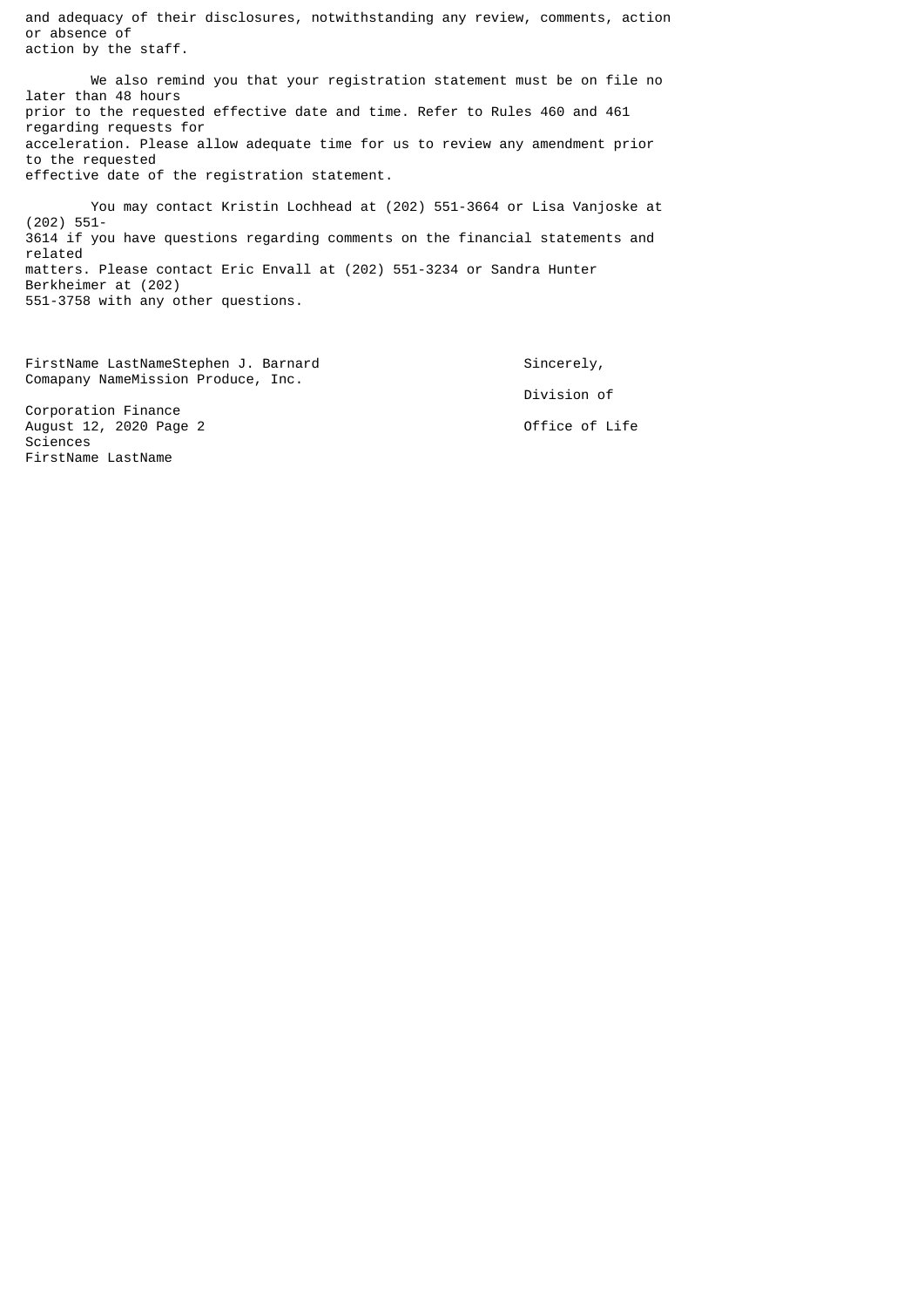and adequacy of their disclosures, notwithstanding any review, comments, action or absence of action by the staff.

We also remind you that your registration statement must be on file no later than 48 hours prior to the requested effective date and time. Refer to Rules 460 and 461 regarding requests for acceleration. Please allow adequate time for us to review any amendment prior to the requested effective date of the registration statement.

You may contact Kristin Lochhead at (202) 551-3664 or Lisa Vanjoske at (202) 551-3614 if you have questions regarding comments on the financial statements and related matters. Please contact Eric Envall at (202) 551-3234 or Sandra Hunter Berkheimer at (202) 551-3758 with any other questions.

Sincerely,

Division of Corporation Finance
Office of Life Sciences

FirstName LastNameStephen J. Barnard
Comapany NameMission Produce, Inc.
August 12, 2020 Page 2
FirstName LastName